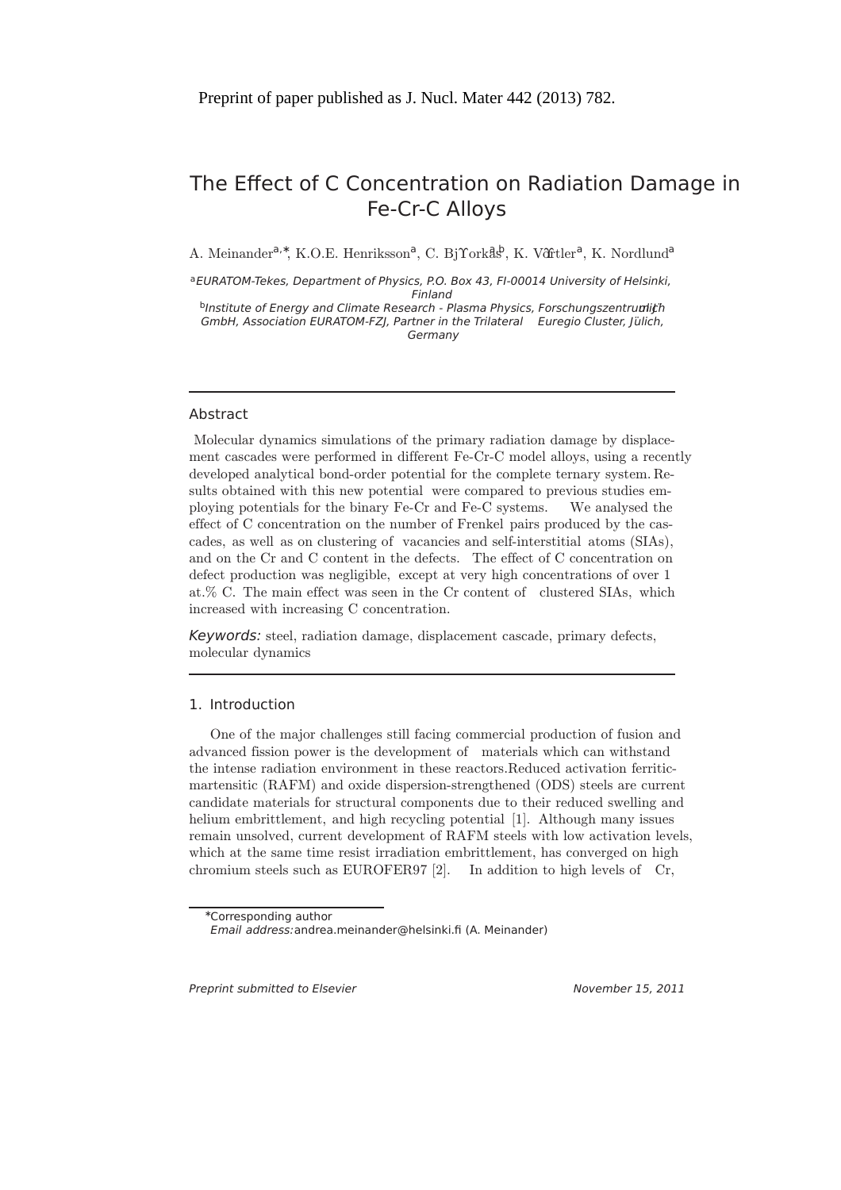Preprint of paper published as J. Nucl. Mater 442 (2013) 782.

# The Effect of C Concentration on Radiation Damage in Fe-Cr-C Alloys

A. Meinander[a,*], K.O.E. Henriksson[a], C. Björkas[a,b], K. Vörtler[a], K. Nordlund[a]

[a] *EURATOM-Tekes, Department of Physics, P.O. Box 43, FI-00014 University of Helsinki, Finland*

[b] *Institute of Energy and Climate Research - Plasma Physics, Forschungszentrum Jülich GmbH, Association EURATOM-FZJ, Partner in the Trilateral Euregio Cluster, Jülich, Germany*

## Abstract

Molecular dynamics simulations of the primary radiation damage by displacement cascades were performed in different Fe-Cr-C model alloys, using a recently developed analytical bond-order potential for the complete ternary system. Results obtained with this new potential were compared to previous studies employing potentials for the binary Fe-Cr and Fe-C systems. We analysed the effect of C concentration on the number of Frenkel pairs produced by the cascades, as well as on clustering of vacancies and self-interstitial atoms (SIAs), and on the Cr and C content in the defects. The effect of C concentration on defect production was negligible, except at very high concentrations of over 1 at.% C. The main effect was seen in the Cr content of clustered SIAs, which increased with increasing C concentration.

*Keywords:* steel, radiation damage, displacement cascade, primary defects, molecular dynamics

## 1. Introduction

One of the major challenges still facing commercial production of fusion and advanced fission power is the development of materials which can withstand the intense radiation environment in these reactors. Reduced activation ferritic-martensitic (RAFM) and oxide dispersion-strengthened (ODS) steels are current candidate materials for structural components due to their reduced swelling and helium embrittlement, and high recycling potential [1]. Although many issues remain unsolved, current development of RAFM steels with low activation levels, which at the same time resist irradiation embrittlement, has converged on high chromium steels such as EUROFER97 [2]. In addition to high levels of Cr,

*Corresponding author
*Email address:* andrea.meinander@helsinki.fi (A. Meinander)

*Preprint submitted to Elsevier* *November 15, 2011*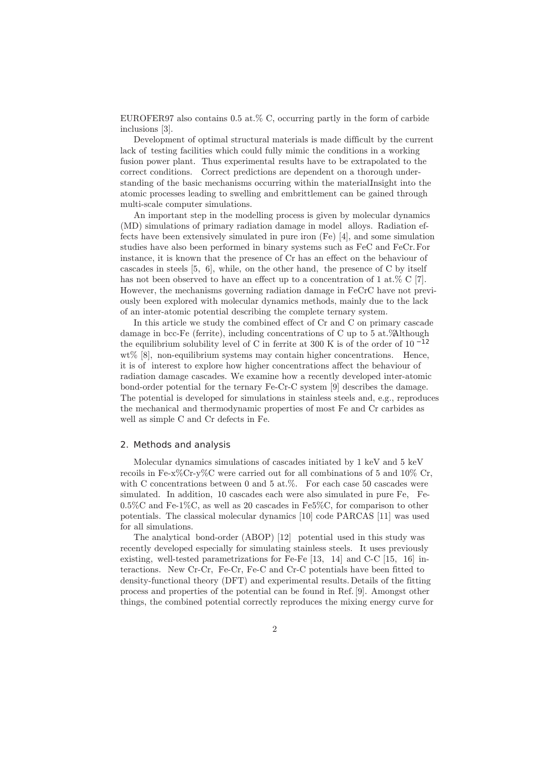EUROFER97 also contains 0.5 at.% C, occurring partly in the form of carbide inclusions [3].

Development of optimal structural materials is made difficult by the current lack of testing facilities which could fully mimic the conditions in a working fusion power plant. Thus experimental results have to be extrapolated to the correct conditions. Correct predictions are dependent on a thorough understanding of the basic mechanisms occurring within the materialInsight into the atomic processes leading to swelling and embrittlement can be gained through multi-scale computer simulations.

An important step in the modelling process is given by molecular dynamics (MD) simulations of primary radiation damage in model alloys. Radiation effects have been extensively simulated in pure iron (Fe) [4], and some simulation studies have also been performed in binary systems such as FeC and FeCr. For instance, it is known that the presence of Cr has an effect on the behaviour of cascades in steels [5, 6], while, on the other hand, the presence of C by itself has not been observed to have an effect up to a concentration of 1 at.% C [7]. However, the mechanisms governing radiation damage in FeCrC have not previously been explored with molecular dynamics methods, mainly due to the lack of an inter-atomic potential describing the complete ternary system.

In this article we study the combined effect of Cr and C on primary cascade damage in bcc-Fe (ferrite), including concentrations of C up to 5 at.%Although the equilibrium solubility level of C in ferrite at 300 K is of the order of $10^{-12}$ wt% [8], non-equilibrium systems may contain higher concentrations. Hence, it is of interest to explore how higher concentrations affect the behaviour of radiation damage cascades. We examine how a recently developed inter-atomic bond-order potential for the ternary Fe-Cr-C system [9] describes the damage. The potential is developed for simulations in stainless steels and, e.g., reproduces the mechanical and thermodynamic properties of most Fe and Cr carbides as well as simple C and Cr defects in Fe.

## 2. Methods and analysis

Molecular dynamics simulations of cascades initiated by 1 keV and 5 keV recoils in Fe-x%Cr-y%C were carried out for all combinations of 5 and 10% Cr, with C concentrations between 0 and 5 at.%. For each case 50 cascades were simulated. In addition, 10 cascades each were also simulated in pure Fe, Fe-0.5%C and Fe-1%C, as well as 20 cascades in Fe5%C, for comparison to other potentials. The classical molecular dynamics [10] code PARCAS [11] was used for all simulations.

The analytical bond-order (ABOP) [12] potential used in this study was recently developed especially for simulating stainless steels. It uses previously existing, well-tested parametrizations for Fe-Fe [13, 14] and C-C [15, 16] interactions. New Cr-Cr, Fe-Cr, Fe-C and Cr-C potentials have been fitted to density-functional theory (DFT) and experimental results. Details of the fitting process and properties of the potential can be found in Ref. [9]. Amongst other things, the combined potential correctly reproduces the mixing energy curve for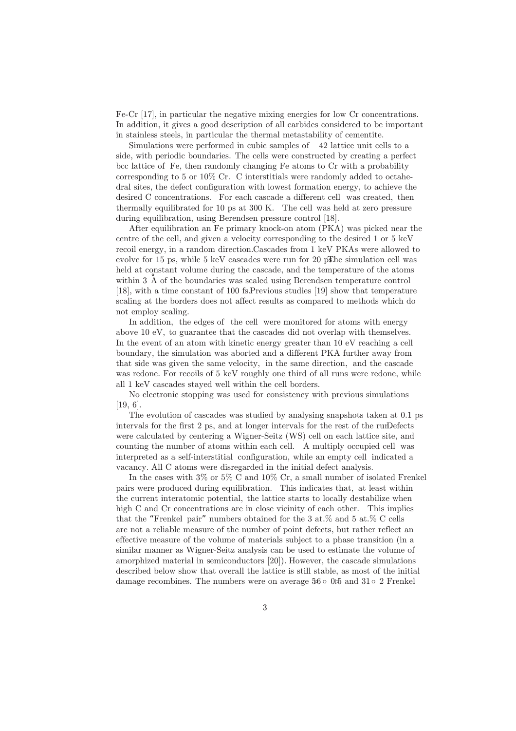Fe-Cr [17], in particular the negative mixing energies for low Cr concentrations. In addition, it gives a good description of all carbides considered to be important in stainless steels, in particular the thermal metastability of cementite.

Simulations were performed in cubic samples of 42 lattice unit cells to a side, with periodic boundaries. The cells were constructed by creating a perfect bcc lattice of Fe, then randomly changing Fe atoms to Cr with a probability corresponding to 5 or 10% Cr. C interstitials were randomly added to octahedral sites, the defect configuration with lowest formation energy, to achieve the desired C concentrations. For each cascade a different cell was created, then thermally equilibrated for 10 ps at 300 K. The cell was held at zero pressure during equilibration, using Berendsen pressure control [18].

After equilibration an Fe primary knock-on atom (PKA) was picked near the centre of the cell, and given a velocity corresponding to the desired 1 or 5 keV recoil energy, in a random direction. Cascades from 1 keV PKAs were allowed to evolve for 15 ps, while 5 keV cascades were run for 20 ps. The simulation cell was held at constant volume during the cascade, and the temperature of the atoms within 3 Å of the boundaries was scaled using Berendsen temperature control [18], with a time constant of 100 fs. Previous studies [19] show that temperature scaling at the borders does not affect results as compared to methods which do not employ scaling.

In addition, the edges of the cell were monitored for atoms with energy above 10 eV, to guarantee that the cascades did not overlap with themselves. In the event of an atom with kinetic energy greater than 10 eV reaching a cell boundary, the simulation was aborted and a different PKA further away from that side was given the same velocity, in the same direction, and the cascade was redone. For recoils of 5 keV roughly one third of all runs were redone, while all 1 keV cascades stayed well within the cell borders.

No electronic stopping was used for consistency with previous simulations [19, 6].

The evolution of cascades was studied by analysing snapshots taken at 0.1 ps intervals for the first 2 ps, and at longer intervals for the rest of the run. Defects were calculated by centering a Wigner-Seitz (WS) cell on each lattice site, and counting the number of atoms within each cell. A multiply occupied cell was interpreted as a self-interstitial configuration, while an empty cell indicated a vacancy. All C atoms were disregarded in the initial defect analysis.

In the cases with 3% or 5% C and 10% Cr, a small number of isolated Frenkel pairs were produced during equilibration. This indicates that, at least within the current interatomic potential, the lattice starts to locally destabilize when high C and Cr concentrations are in close vicinity of each other. This implies that the "Frenkel pair" numbers obtained for the 3 at.% and 5 at.% C cells are not a reliable measure of the number of point defects, but rather reflect an effective measure of the volume of materials subject to a phase transition (in a similar manner as Wigner-Seitz analysis can be used to estimate the volume of amorphized material in semiconductors [20]). However, the cascade simulations described below show that overall the lattice is still stable, as most of the initial damage recombines. The numbers were on average $5.6 \pm 0.5$ and $31 \pm 2$ Frenkel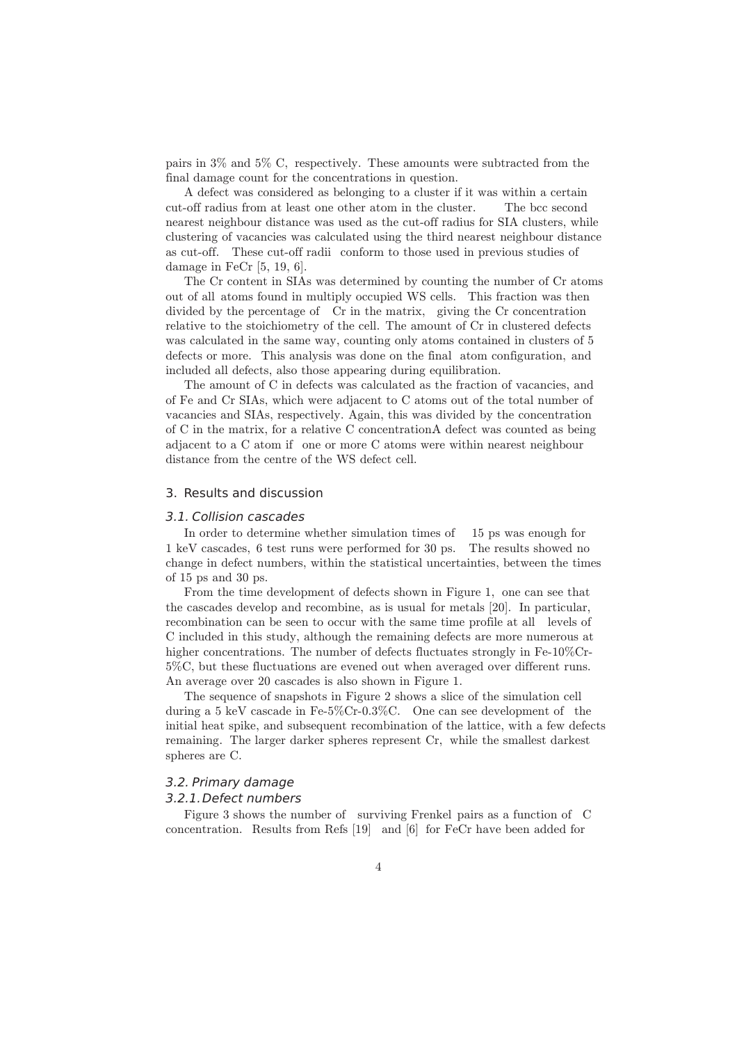pairs in 3% and 5% C, respectively. These amounts were subtracted from the final damage count for the concentrations in question.

A defect was considered as belonging to a cluster if it was within a certain cut-off radius from at least one other atom in the cluster. The bcc second nearest neighbour distance was used as the cut-off radius for SIA clusters, while clustering of vacancies was calculated using the third nearest neighbour distance as cut-off. These cut-off radii conform to those used in previous studies of damage in FeCr [5, 19, 6].

The Cr content in SIAs was determined by counting the number of Cr atoms out of all atoms found in multiply occupied WS cells. This fraction was then divided by the percentage of Cr in the matrix, giving the Cr concentration relative to the stoichiometry of the cell. The amount of Cr in clustered defects was calculated in the same way, counting only atoms contained in clusters of 5 defects or more. This analysis was done on the final atom configuration, and included all defects, also those appearing during equilibration.

The amount of C in defects was calculated as the fraction of vacancies, and of Fe and Cr SIAs, which were adjacent to C atoms out of the total number of vacancies and SIAs, respectively. Again, this was divided by the concentration of C in the matrix, for a relative C concentrationA defect was counted as being adjacent to a C atom if one or more C atoms were within nearest neighbour distance from the centre of the WS defect cell.

## 3. Results and discussion

### 3.1. Collision cascades

In order to determine whether simulation times of 15 ps was enough for 1 keV cascades, 6 test runs were performed for 30 ps. The results showed no change in defect numbers, within the statistical uncertainties, between the times of 15 ps and 30 ps.

From the time development of defects shown in Figure 1, one can see that the cascades develop and recombine, as is usual for metals [20]. In particular, recombination can be seen to occur with the same time profile at all levels of C included in this study, although the remaining defects are more numerous at higher concentrations. The number of defects fluctuates strongly in Fe-10%Cr-5%C, but these fluctuations are evened out when averaged over different runs. An average over 20 cascades is also shown in Figure 1.

The sequence of snapshots in Figure 2 shows a slice of the simulation cell during a 5 keV cascade in Fe-5%Cr-0.3%C. One can see development of the initial heat spike, and subsequent recombination of the lattice, with a few defects remaining. The larger darker spheres represent Cr, while the smallest darkest spheres are C.

### 3.2. Primary damage

#### 3.2.1. Defect numbers

Figure 3 shows the number of surviving Frenkel pairs as a function of C concentration. Results from Refs [19] and [6] for FeCr have been added for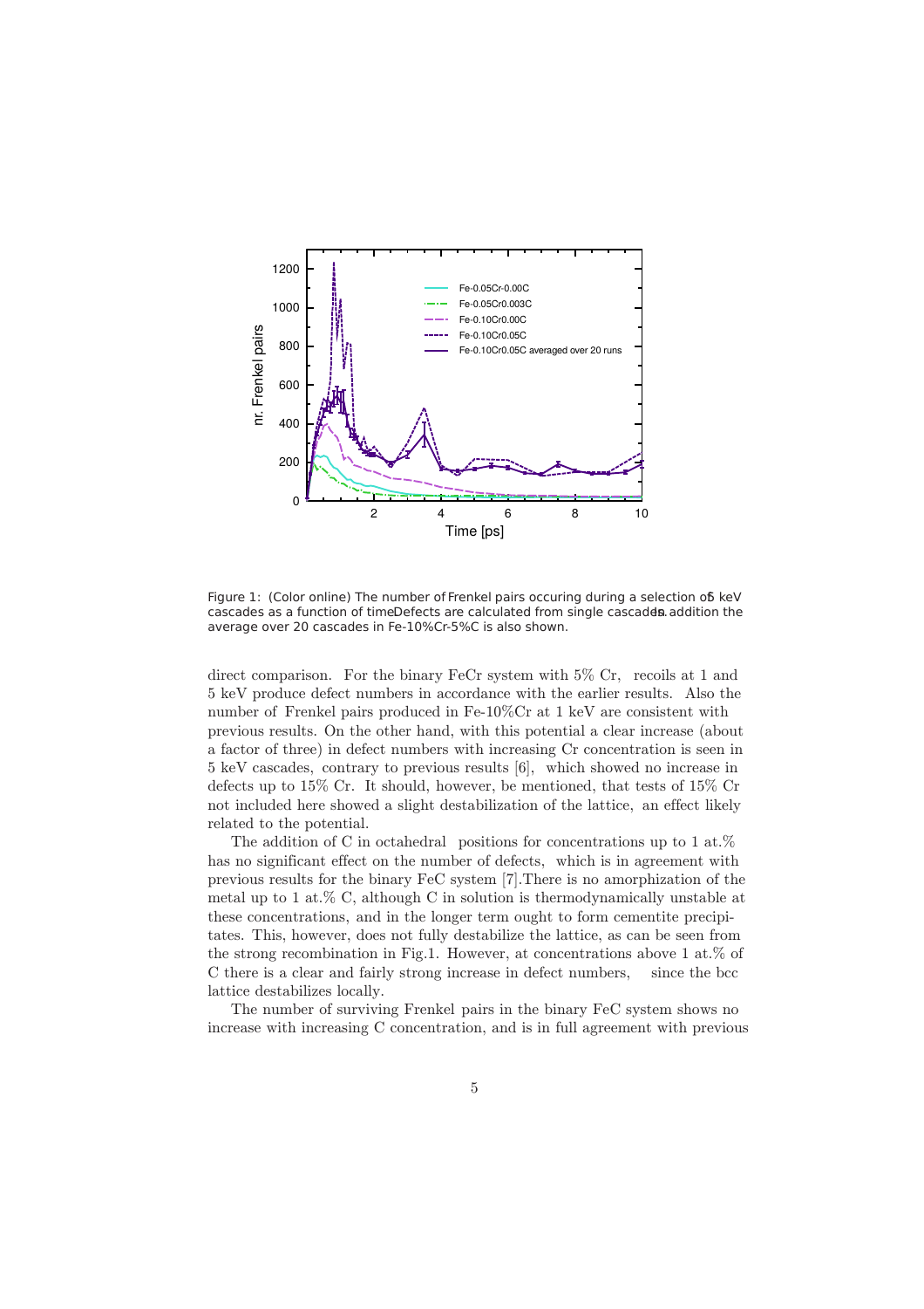Figure 1: (Color online) The number of Frenkel pairs occuring during a selection of 5 keV cascades as a function of time. Defects are calculated from single cascades. In addition the average over 20 cascades in Fe-10%Cr-5%C is also shown.

direct comparison. For the binary FeCr system with 5% Cr, recoils at 1 and 5 keV produce defect numbers in accordance with the earlier results. Also the number of Frenkel pairs produced in Fe-10%Cr at 1 keV are consistent with previous results. On the other hand, with this potential a clear increase (about a factor of three) in defect numbers with increasing Cr concentration is seen in 5 keV cascades, contrary to previous results [6], which showed no increase in defects up to 15% Cr. It should, however, be mentioned, that tests of 15% Cr not included here showed a slight destabilization of the lattice, an effect likely related to the potential.

The addition of C in octahedral positions for concentrations up to 1 at.% has no significant effect on the number of defects, which is in agreement with previous results for the binary FeC system [7]. There is no amorphization of the metal up to 1 at.% C, although C in solution is thermodynamically unstable at these concentrations, and in the longer term ought to form cementite precipitates. This, however, does not fully destabilize the lattice, as can be seen from the strong recombination in Fig.1. However, at concentrations above 1 at.% of C there is a clear and fairly strong increase in defect numbers, since the bcc lattice destabilizes locally.

The number of surviving Frenkel pairs in the binary FeC system shows no increase with increasing C concentration, and is in full agreement with previous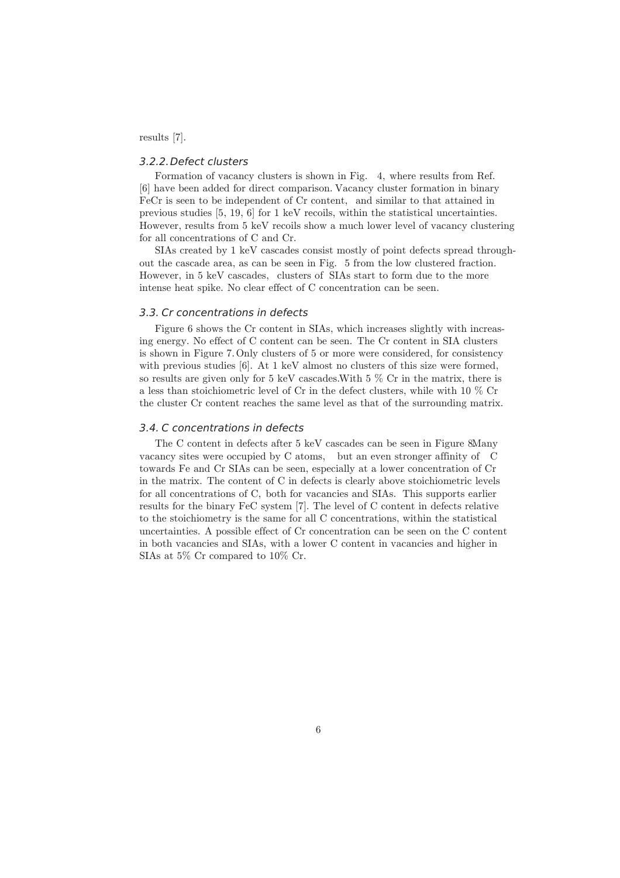results [7].

#### 3.2.2. Defect clusters

Formation of vacancy clusters is shown in Fig. 4, where results from Ref. [6] have been added for direct comparison. Vacancy cluster formation in binary FeCr is seen to be independent of Cr content, and similar to that attained in previous studies [5, 19, 6] for 1 keV recoils, within the statistical uncertainties. However, results from 5 keV recoils show a much lower level of vacancy clustering for all concentrations of C and Cr.

SIAs created by 1 keV cascades consist mostly of point defects spread throughout the cascade area, as can be seen in Fig. 5 from the low clustered fraction. However, in 5 keV cascades, clusters of SIAs start to form due to the more intense heat spike. No clear effect of C concentration can be seen.

### 3.3. Cr concentrations in defects

Figure 6 shows the Cr content in SIAs, which increases slightly with increasing energy. No effect of C content can be seen. The Cr content in SIA clusters is shown in Figure 7. Only clusters of 5 or more were considered, for consistency with previous studies [6]. At 1 keV almost no clusters of this size were formed, so results are given only for 5 keV cascades.With 5 % Cr in the matrix, there is a less than stoichiometric level of Cr in the defect clusters, while with 10 % Cr the cluster Cr content reaches the same level as that of the surrounding matrix.

### 3.4. C concentrations in defects

The C content in defects after 5 keV cascades can be seen in Figure 8Many vacancy sites were occupied by C atoms, but an even stronger affinity of C towards Fe and Cr SIAs can be seen, especially at a lower concentration of Cr in the matrix. The content of C in defects is clearly above stoichiometric levels for all concentrations of C, both for vacancies and SIAs. This supports earlier results for the binary FeC system [7]. The level of C content in defects relative to the stoichiometry is the same for all C concentrations, within the statistical uncertainties. A possible effect of Cr concentration can be seen on the C content in both vacancies and SIAs, with a lower C content in vacancies and higher in SIAs at 5% Cr compared to 10% Cr.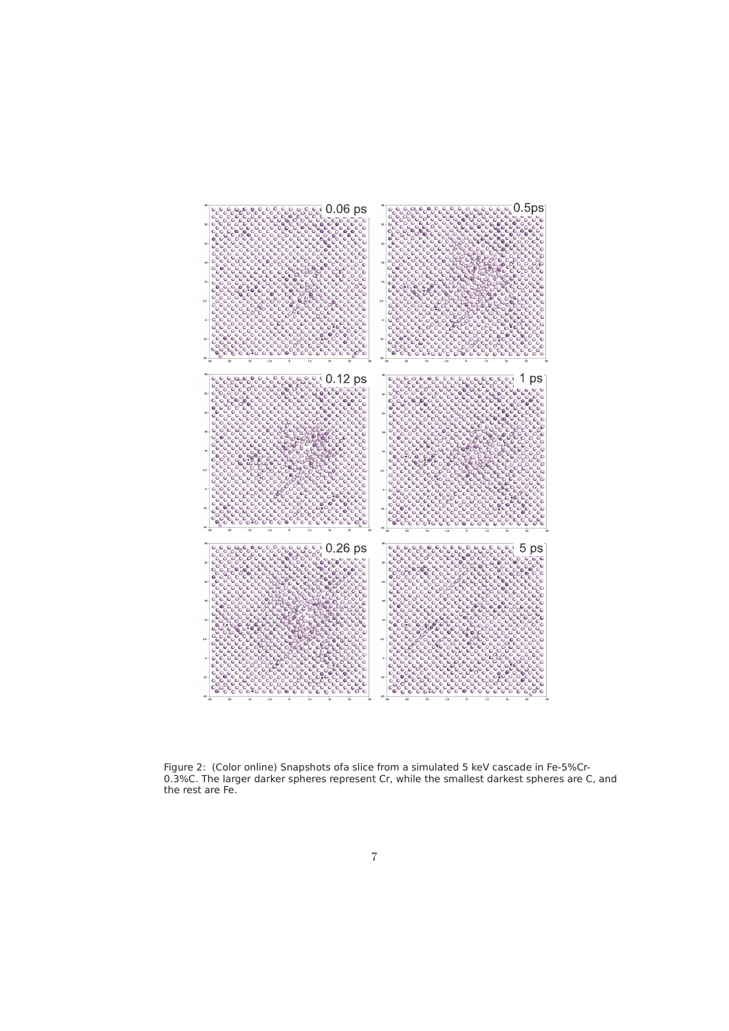Figure 2: (Color online) Snapshots ofa slice from a simulated 5 keV cascade in Fe-5%Cr-0.3%C. The larger darker spheres represent Cr, while the smallest darkest spheres are C, and the rest are Fe.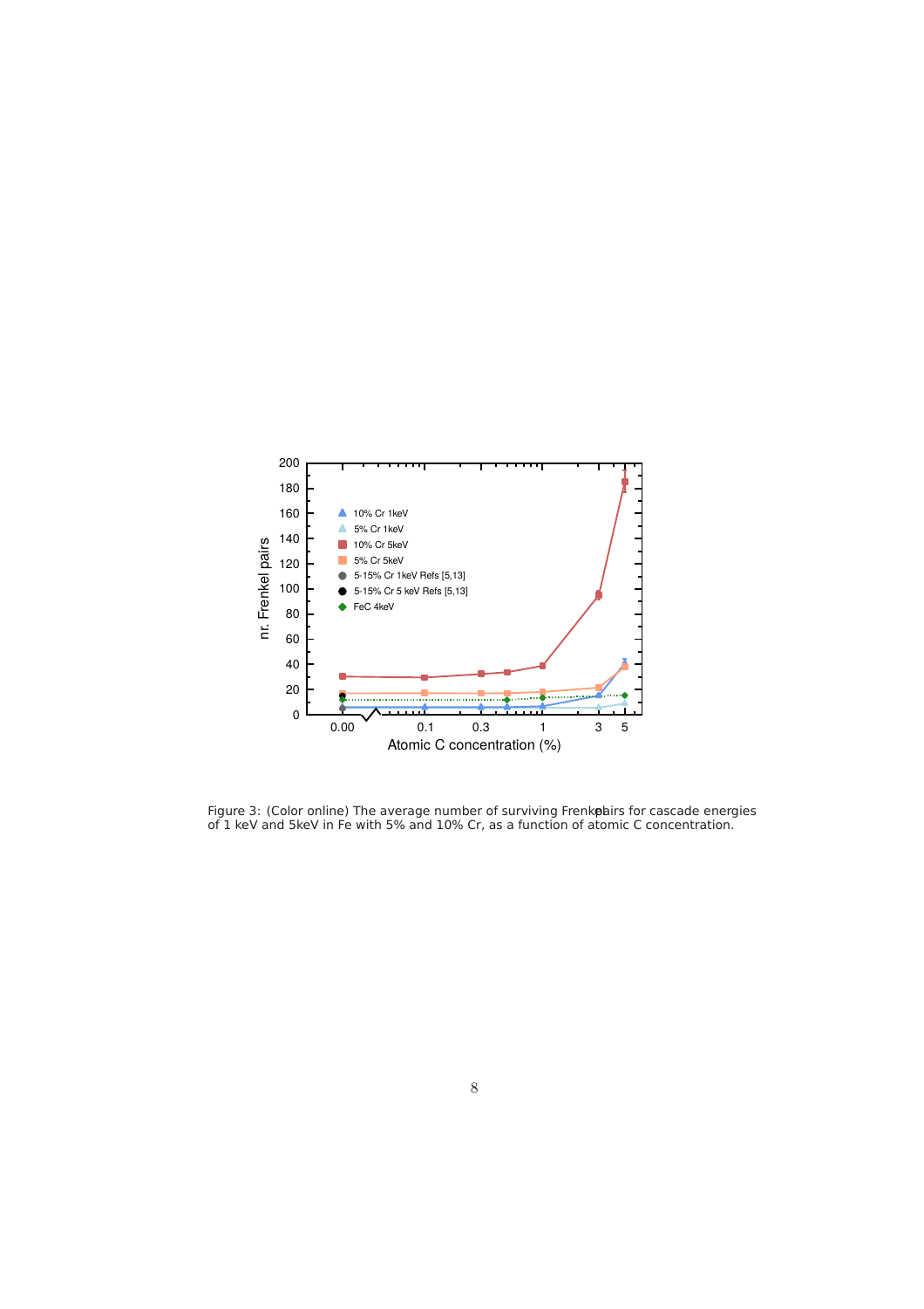Figure 3: (Color online) The average number of surviving Frenkel pairs for cascade energies of 1 keV and 5keV in Fe with 5% and 10% Cr, as a function of atomic C concentration.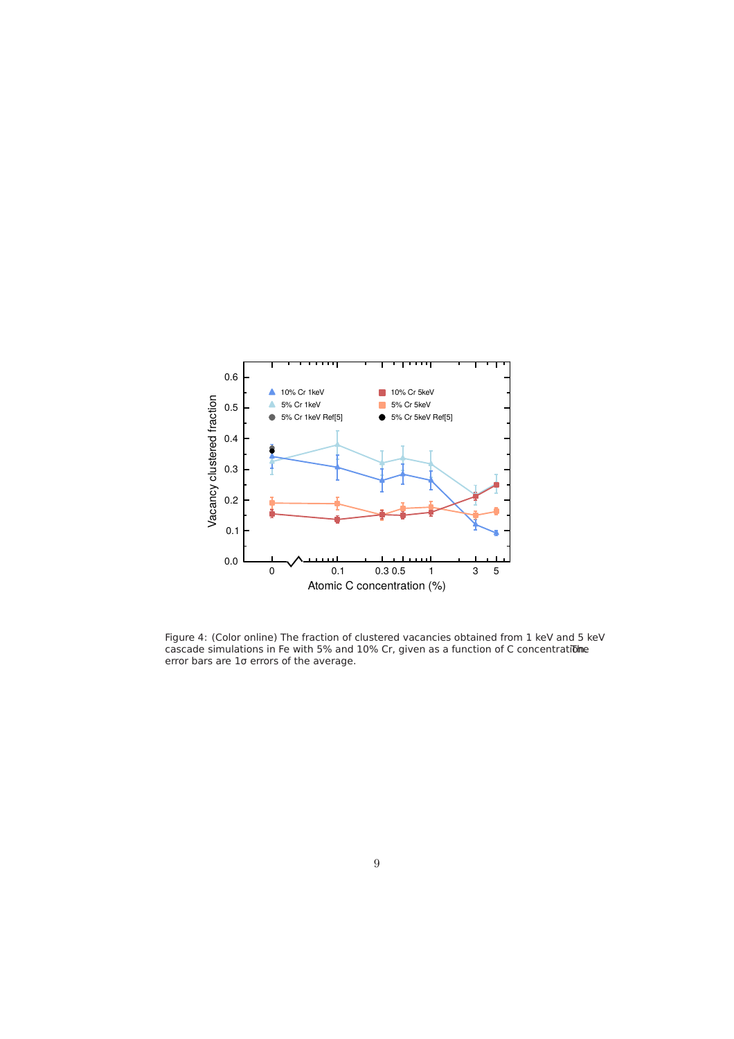Figure 4: (Color online) The fraction of clustered vacancies obtained from 1 keV and 5 keV cascade simulations in Fe with 5% and 10% Cr, given as a function of C concentration. The error bars are 1σ errors of the average.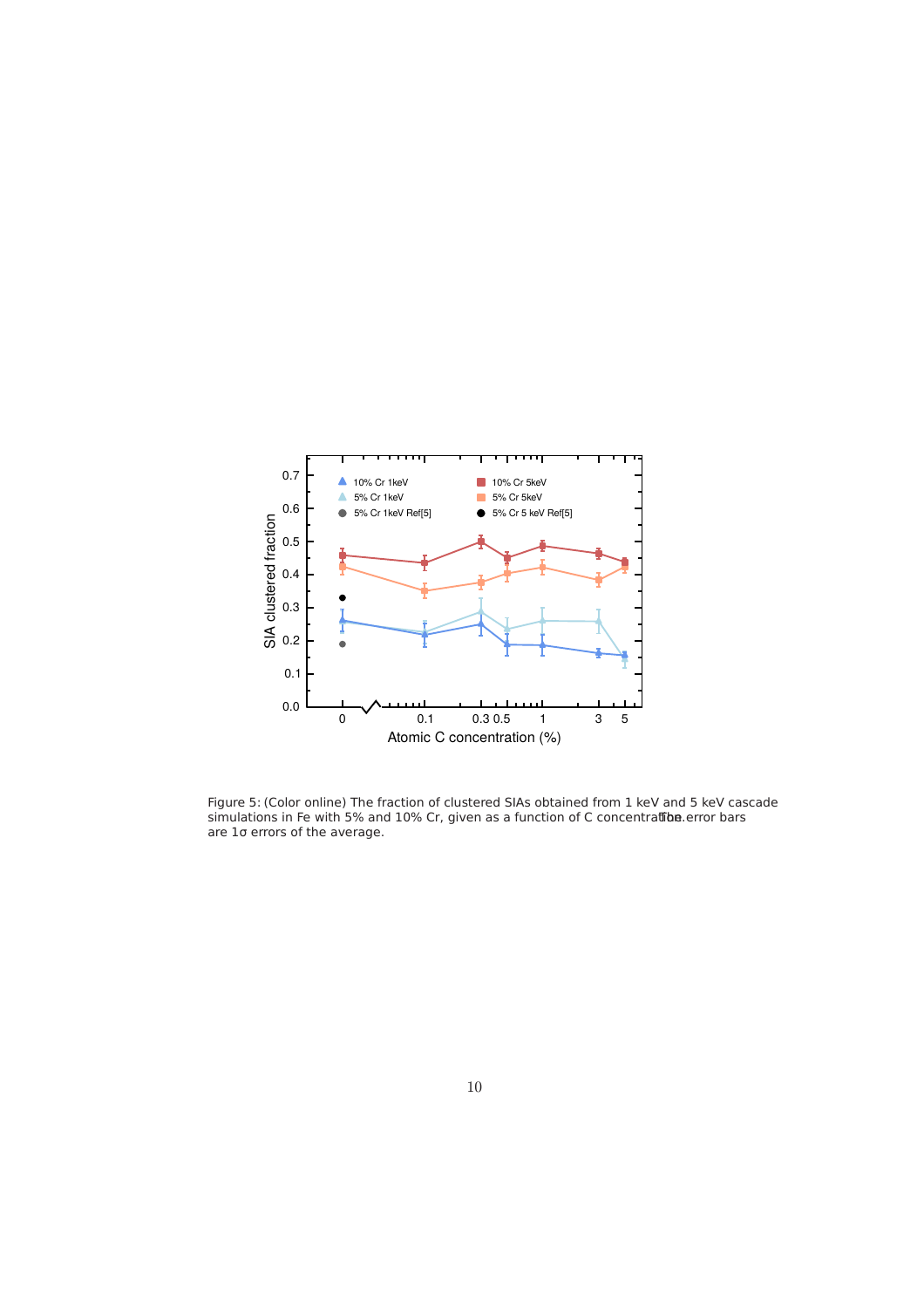Figure 5: (Color online) The fraction of clustered SIAs obtained from 1 keV and 5 keV cascade simulations in Fe with 5% and 10% Cr, given as a function of C concentration. The error bars are 1σ errors of the average.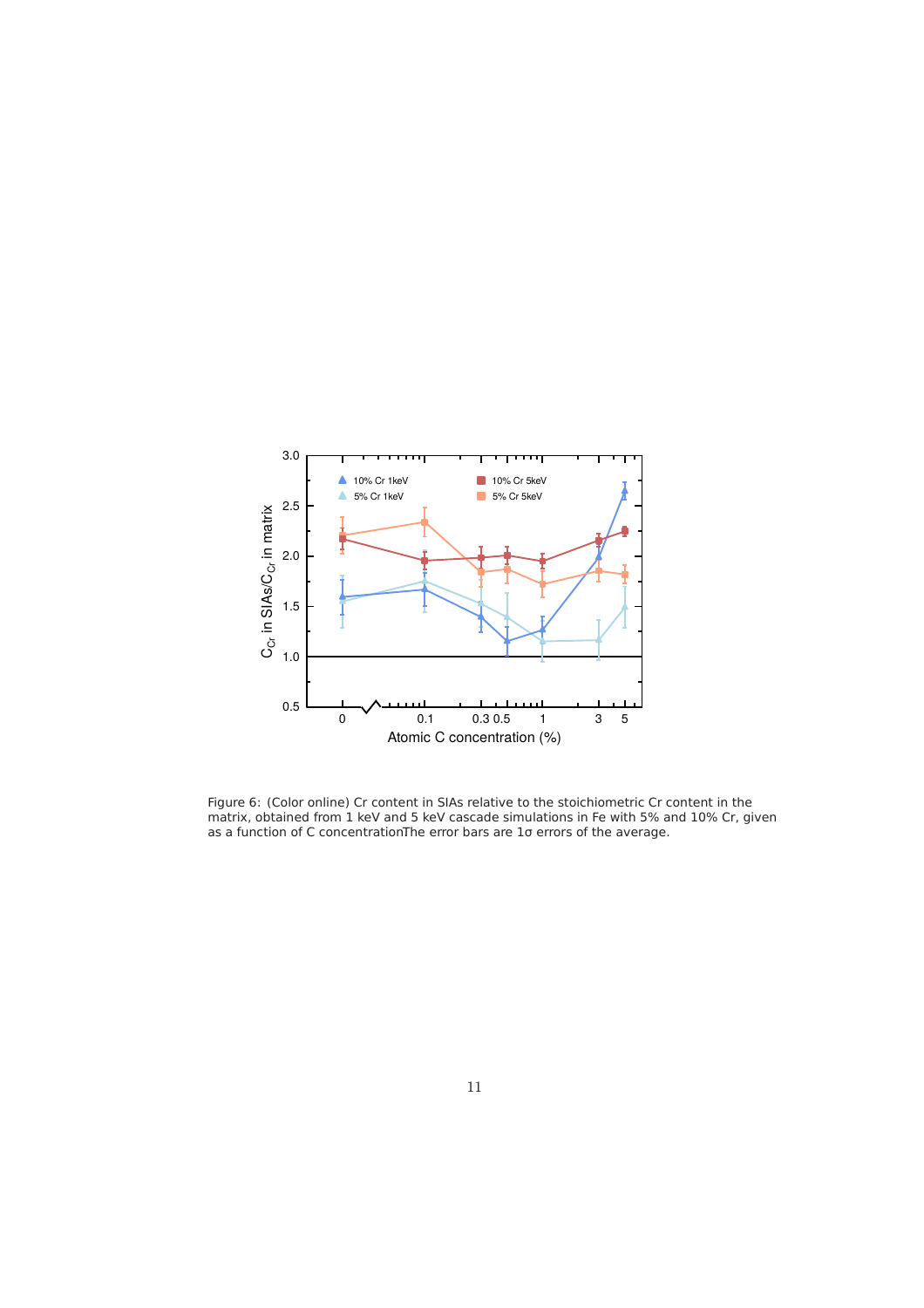Figure 6: (Color online) Cr content in SIAs relative to the stoichiometric Cr content in the matrix, obtained from 1 keV and 5 keV cascade simulations in Fe with 5% and 10% Cr, given as a function of C concentrationThe error bars are 1σ errors of the average.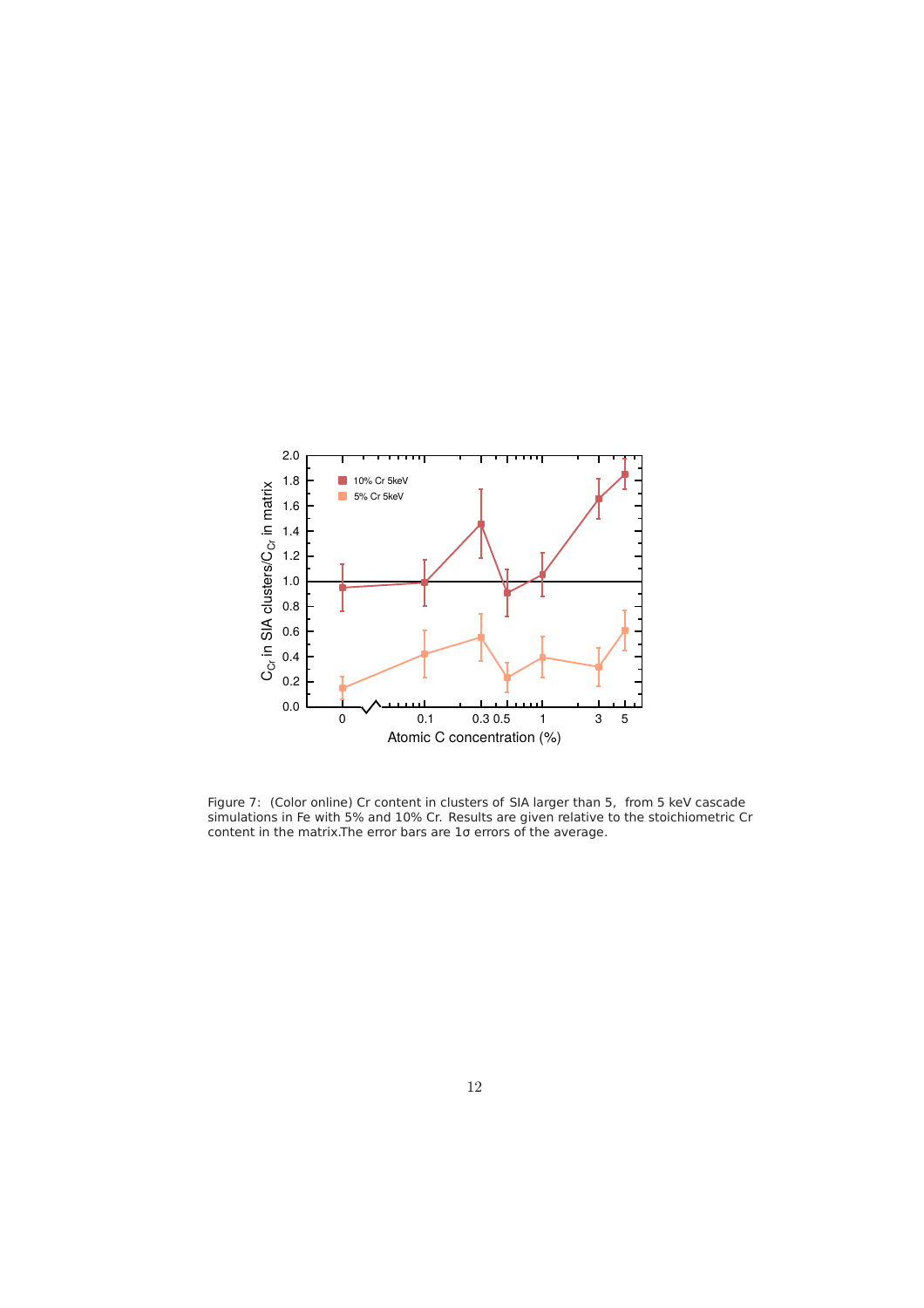Figure 7: (Color online) Cr content in clusters of SIA larger than 5, from 5 keV cascade simulations in Fe with 5% and 10% Cr. Results are given relative to the stoichiometric Cr content in the matrix.The error bars are 1σ errors of the average.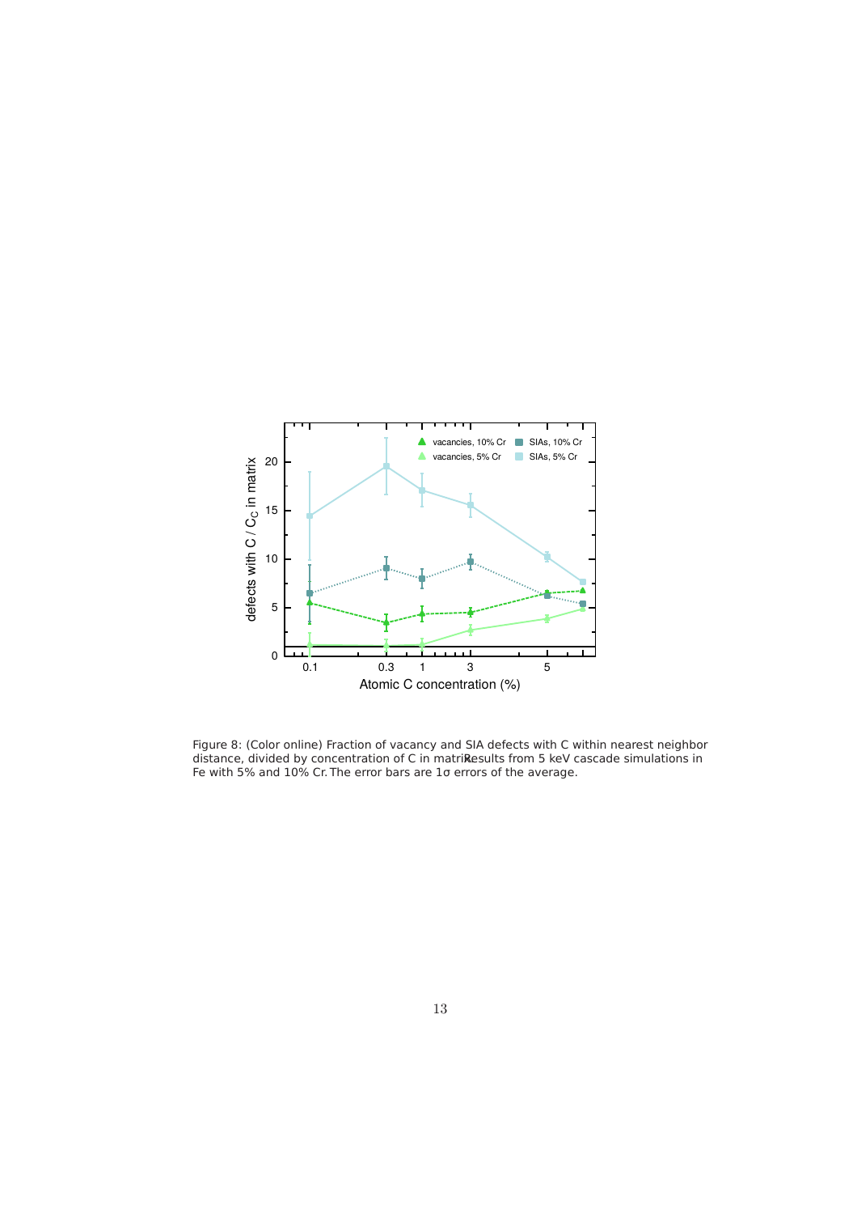Figure 8: (Color online) Fraction of vacancy and SIA defects with C within nearest neighbor distance, divided by concentration of C in matrix. Results from 5 keV cascade simulations in Fe with 5% and 10% Cr. The error bars are 1σ errors of the average.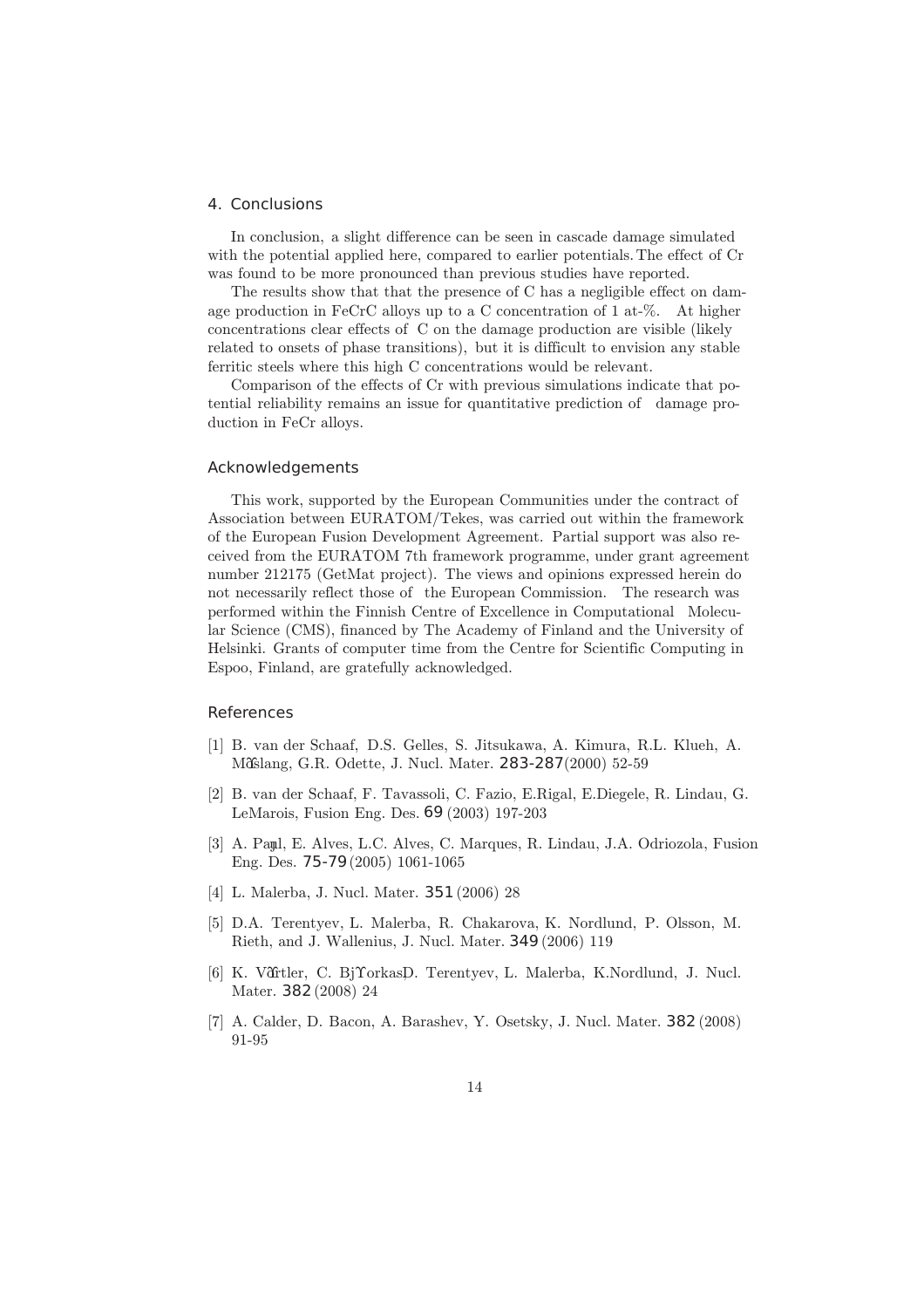## 4. Conclusions

In conclusion, a slight difference can be seen in cascade damage simulated with the potential applied here, compared to earlier potentials. The effect of Cr was found to be more pronounced than previous studies have reported.

The results show that that the presence of C has a negligible effect on damage production in FeCrC alloys up to a C concentration of 1 at-%. At higher concentrations clear effects of C on the damage production are visible (likely related to onsets of phase transitions), but it is difficult to envision any stable ferritic steels where this high C concentrations would be relevant.

Comparison of the effects of Cr with previous simulations indicate that potential reliability remains an issue for quantitative prediction of damage production in FeCr alloys.

## Acknowledgements

This work, supported by the European Communities under the contract of Association between EURATOM/Tekes, was carried out within the framework of the European Fusion Development Agreement. Partial support was also received from the EURATOM 7th framework programme, under grant agreement number 212175 (GetMat project). The views and opinions expressed herein do not necessarily reflect those of the European Commission. The research was performed within the Finnish Centre of Excellence in Computational Molecular Science (CMS), financed by The Academy of Finland and the University of Helsinki. Grants of computer time from the Centre for Scientific Computing in Espoo, Finland, are gratefully acknowledged.

## References

[1] B. van der Schaaf, D.S. Gelles, S. Jitsukawa, A. Kimura, R.L. Klueh, A. Möslang, G.R. Odette, J. Nucl. Mater. **283-287**(2000) 52-59

[2] B. van der Schaaf, F. Tavassoli, C. Fazio, E.Rigal, E.Diegele, R. Lindau, G. LeMarois, Fusion Eng. Des. **69** (2003) 197-203

[3] A. Paúl, E. Alves, L.C. Alves, C. Marques, R. Lindau, J.A. Odriozola, Fusion Eng. Des. **75-79** (2005) 1061-1065

[4] L. Malerba, J. Nucl. Mater. **351** (2006) 28

[5] D.A. Terentyev, L. Malerba, R. Chakarova, K. Nordlund, P. Olsson, M. Rieth, and J. Wallenius, J. Nucl. Mater. **349** (2006) 119

[6] K. Vörtler, C. Björkas, D. Terentyev, L. Malerba, K.Nordlund, J. Nucl. Mater. **382** (2008) 24

[7] A. Calder, D. Bacon, A. Barashev, Y. Osetsky, J. Nucl. Mater. **382** (2008) 91-95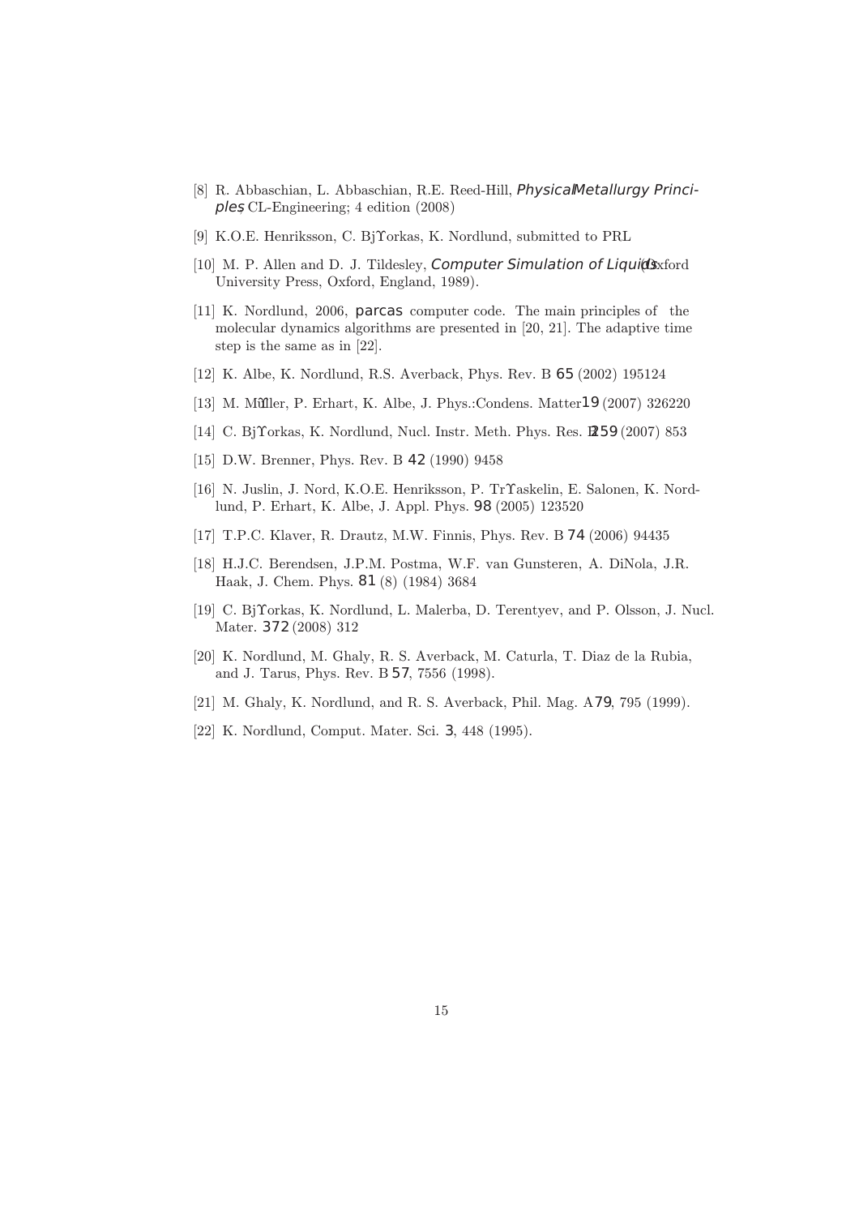[8] R. Abbaschian, L. Abbaschian, R.E. Reed-Hill, *Physical Metallurgy Principles*, CL-Engineering; 4 edition (2008)

[9] K.O.E. Henriksson, C. Björkas, K. Nordlund, submitted to PRL

[10] M. P. Allen and D. J. Tildesley, *Computer Simulation of Liquids* (Oxford University Press, Oxford, England, 1989).

[11] K. Nordlund, 2006, parcas computer code. The main principles of the molecular dynamics algorithms are presented in [20, 21]. The adaptive time step is the same as in [22].

[12] K. Albe, K. Nordlund, R.S. Averback, Phys. Rev. B **65** (2002) 195124

[13] M. Müller, P. Erhart, K. Albe, J. Phys.:Condens. Matter **19** (2007) 326220

[14] C. Björkas, K. Nordlund, Nucl. Instr. Meth. Phys. Res. B **259** (2007) 853

[15] D.W. Brenner, Phys. Rev. B **42** (1990) 9458

[16] N. Juslin, J. Nord, K.O.E. Henriksson, P. Träskelin, E. Salonen, K. Nordlund, P. Erhart, K. Albe, J. Appl. Phys. **98** (2005) 123520

[17] T.P.C. Klaver, R. Drautz, M.W. Finnis, Phys. Rev. B **74** (2006) 94435

[18] H.J.C. Berendsen, J.P.M. Postma, W.F. van Gunsteren, A. DiNola, J.R. Haak, J. Chem. Phys. **81** (8) (1984) 3684

[19] C. Björkas, K. Nordlund, L. Malerba, D. Terentyev, and P. Olsson, J. Nucl. Mater. **372** (2008) 312

[20] K. Nordlund, M. Ghaly, R. S. Averback, M. Caturla, T. Diaz de la Rubia, and J. Tarus, Phys. Rev. B **57**, 7556 (1998).

[21] M. Ghaly, K. Nordlund, and R. S. Averback, Phil. Mag. A **79**, 795 (1999).

[22] K. Nordlund, Comput. Mater. Sci. **3**, 448 (1995).